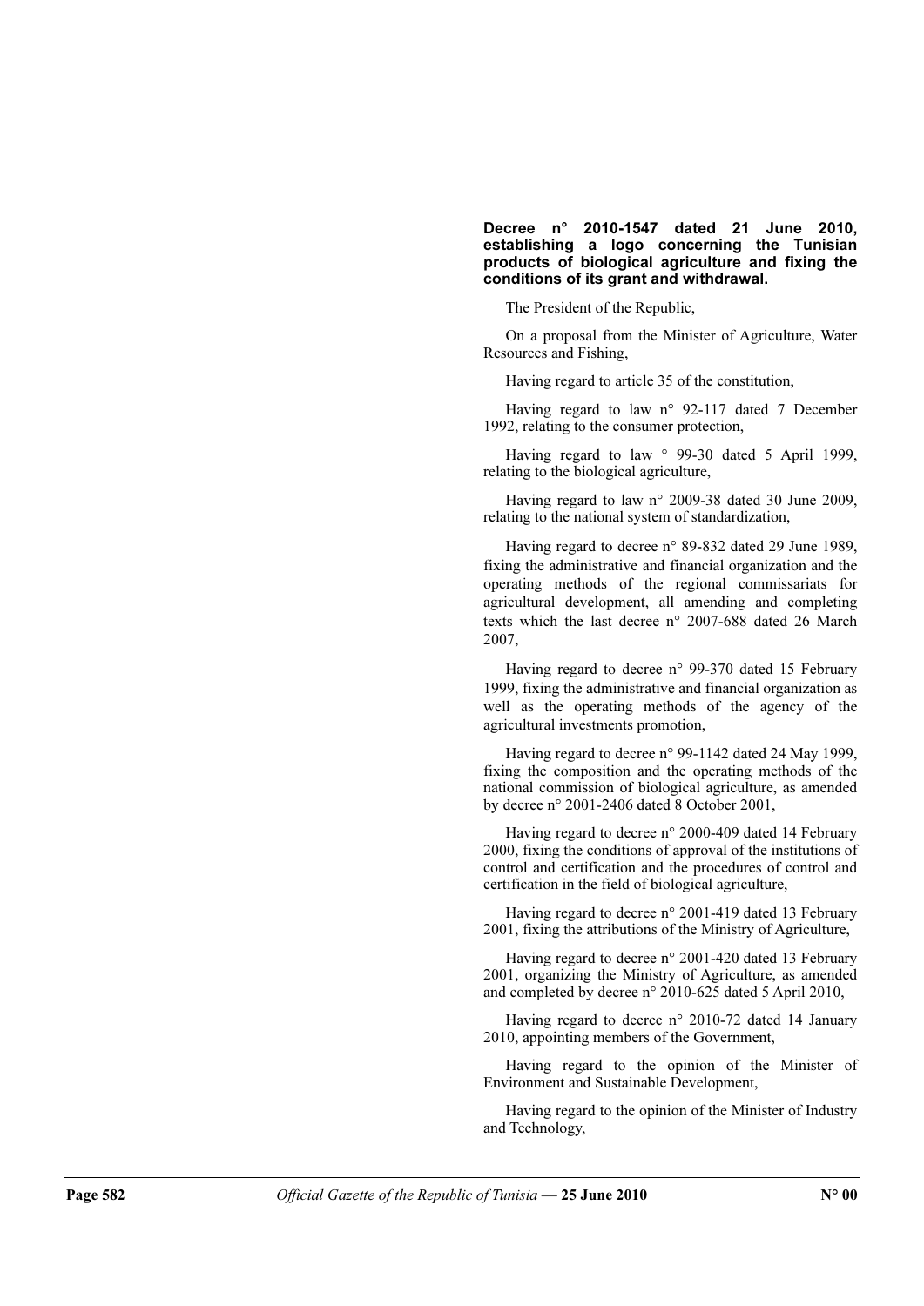**Decree n° 2010-1547 dated 21 June 2010, establishing a logo concerning the Tunisian products of biological agriculture and fixing the conditions of its grant and withdrawal.**

The President of the Republic,

On a proposal from the Minister of Agriculture, Water Resources and Fishing,

Having regard to article 35 of the constitution,

Having regard to law n° 92-117 dated 7 December 1992, relating to the consumer protection,

Having regard to law ° 99-30 dated 5 April 1999, relating to the biological agriculture,

Having regard to law n° 2009-38 dated 30 June 2009, relating to the national system of standardization,

Having regard to decree n° 89-832 dated 29 June 1989, fixing the administrative and financial organization and the operating methods of the regional commissariats for agricultural development, all amending and completing texts which the last decree n° 2007-688 dated 26 March 2007,

Having regard to decree n° 99-370 dated 15 February 1999, fixing the administrative and financial organization as well as the operating methods of the agency of the agricultural investments promotion,

Having regard to decree n° 99-1142 dated 24 May 1999, fixing the composition and the operating methods of the national commission of biological agriculture, as amended by decree n° 2001-2406 dated 8 October 2001,

Having regard to decree n° 2000-409 dated 14 February 2000, fixing the conditions of approval of the institutions of control and certification and the procedures of control and certification in the field of biological agriculture,

Having regard to decree n° 2001-419 dated 13 February 2001, fixing the attributions of the Ministry of Agriculture,

Having regard to decree n° 2001-420 dated 13 February 2001, organizing the Ministry of Agriculture, as amended and completed by decree n° 2010-625 dated 5 April 2010,

Having regard to decree n° 2010-72 dated 14 January 2010, appointing members of the Government,

Having regard to the opinion of the Minister of Environment and Sustainable Development,

Having regard to the opinion of the Minister of Industry and Technology,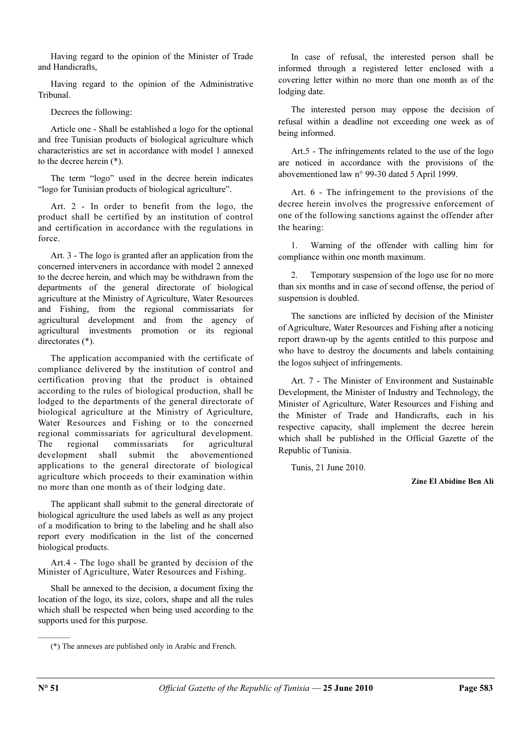Having regard to the opinion of the Minister of Trade and Handicrafts,

Having regard to the opinion of the Administrative Tribunal.

Decrees the following:

Article one - Shall be established a logo for the optional and free Tunisian products of biological agriculture which characteristics are set in accordance with model 1 annexed to the decree herein (*).

The term "logo" used in the decree herein indicates "logo for Tunisian products of biological agriculture".

Art. 2 - In order to benefit from the logo, the product shall be certified by an institution of control and certification in accordance with the regulations in force.

Art. 3 - The logo is granted after an application from the concerned interveners in accordance with model 2 annexed to the decree herein, and which may be withdrawn from the departments of the general directorate of biological agriculture at the Ministry of Agriculture, Water Resources and Fishing, from the regional commissariats for agricultural development and from the agency of agricultural investments promotion or its regional directorates (*).

The application accompanied with the certificate of compliance delivered by the institution of control and certification proving that the product is obtained according to the rules of biological production, shall be lodged to the departments of the general directorate of biological agriculture at the Ministry of Agriculture, Water Resources and Fishing or to the concerned regional commissariats for agricultural development. The regional commissariats for agricultural development shall submit the abovementioned applications to the general directorate of biological agriculture which proceeds to their examination within no more than one month as of their lodging date.

The applicant shall submit to the general directorate of biological agriculture the used labels as well as any project of a modification to bring to the labeling and he shall also report every modification in the list of the concerned biological products.

Art.4 - The logo shall be granted by decision of the Minister of Agriculture, Water Resources and Fishing.

Shall be annexed to the decision, a document fixing the location of the logo, its size, colors, shape and all the rules which shall be respected when being used according to the supports used for this purpose.

In case of refusal, the interested person shall be informed through a registered letter enclosed with a covering letter within no more than one month as of the lodging date.

The interested person may oppose the decision of refusal within a deadline not exceeding one week as of being informed.

Art.5 - The infringements related to the use of the logo are noticed in accordance with the provisions of the abovementioned law n° 99-30 dated 5 April 1999.

Art. 6 - The infringement to the provisions of the decree herein involves the progressive enforcement of one of the following sanctions against the offender after the hearing:

1. Warning of the offender with calling him for compliance within one month maximum.

2. Temporary suspension of the logo use for no more than six months and in case of second offense, the period of suspension is doubled.

The sanctions are inflicted by decision of the Minister of Agriculture, Water Resources and Fishing after a noticing report drawn-up by the agents entitled to this purpose and who have to destroy the documents and labels containing the logos subject of infringements.

Art. 7 - The Minister of Environment and Sustainable Development, the Minister of Industry and Technology, the Minister of Agriculture, Water Resources and Fishing and the Minister of Trade and Handicrafts, each in his respective capacity, shall implement the decree herein which shall be published in the Official Gazette of the Republic of Tunisia.

Tunis, 21 June 2010.

**Zine El Abidine Ben Ali**

---

(*) The annexes are published only in Arabic and French.